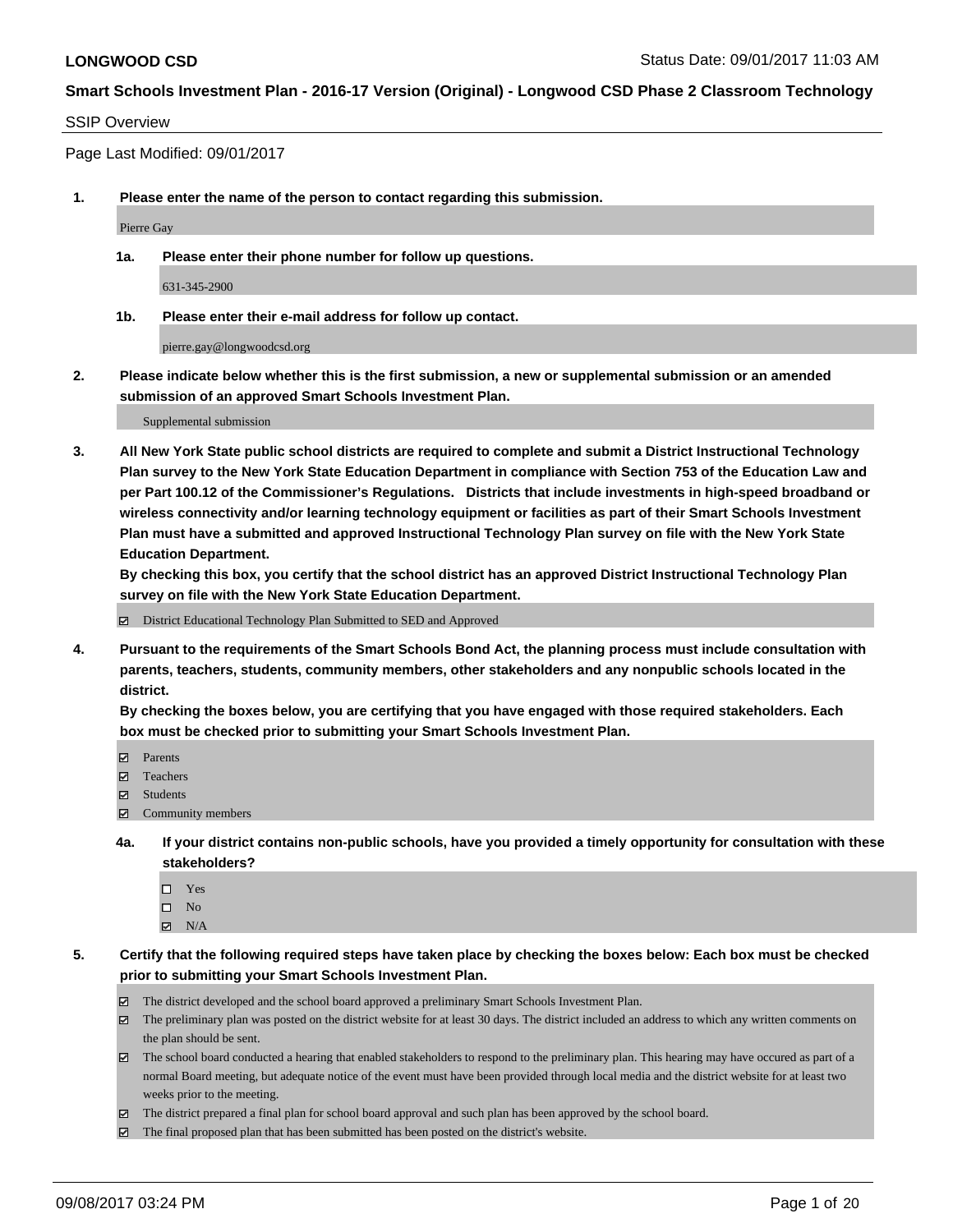**LONGWOOD CSD** Status Date: 09/01/2017 11:03 AM

**Smart Schools Investment Plan - 2016-17 Version (Original) - Longwood CSD Phase 2 Classroom Technology**

SSIP Overview

Page Last Modified: 09/01/2017

**1. Please enter the name of the person to contact regarding this submission.**

Pierre Gay

**1a. Please enter their phone number for follow up questions.**

631-345-2900

**1b. Please enter their e-mail address for follow up contact.**

pierre.gay@longwoodcsd.org

**2. Please indicate below whether this is the first submission, a new or supplemental submission or an amended submission of an approved Smart Schools Investment Plan.**

Supplemental submission

**3. All New York State public school districts are required to complete and submit a District Instructional Technology Plan survey to the New York State Education Department in compliance with Section 753 of the Education Law and per Part 100.12 of the Commissioner's Regulations. Districts that include investments in high-speed broadband or wireless connectivity and/or learning technology equipment or facilities as part of their Smart Schools Investment Plan must have a submitted and approved Instructional Technology Plan survey on file with the New York State Education Department.**
**By checking this box, you certify that the school district has an approved District Instructional Technology Plan survey on file with the New York State Education Department.**

☑ District Educational Technology Plan Submitted to SED and Approved

**4. Pursuant to the requirements of the Smart Schools Bond Act, the planning process must include consultation with parents, teachers, students, community members, other stakeholders and any nonpublic schools located in the district.**
**By checking the boxes below, you are certifying that you have engaged with those required stakeholders. Each box must be checked prior to submitting your Smart Schools Investment Plan.**

☑ Parents
☑ Teachers
☑ Students
☑ Community members

**4a. If your district contains non-public schools, have you provided a timely opportunity for consultation with these stakeholders?**

☐ Yes
☐ No
☑ N/A

**5. Certify that the following required steps have taken place by checking the boxes below: Each box must be checked prior to submitting your Smart Schools Investment Plan.**

☑ The district developed and the school board approved a preliminary Smart Schools Investment Plan.
☑ The preliminary plan was posted on the district website for at least 30 days. The district included an address to which any written comments on the plan should be sent.
☑ The school board conducted a hearing that enabled stakeholders to respond to the preliminary plan. This hearing may have occured as part of a normal Board meeting, but adequate notice of the event must have been provided through local media and the district website for at least two weeks prior to the meeting.
☑ The district prepared a final plan for school board approval and such plan has been approved by the school board.
☑ The final proposed plan that has been submitted has been posted on the district's website.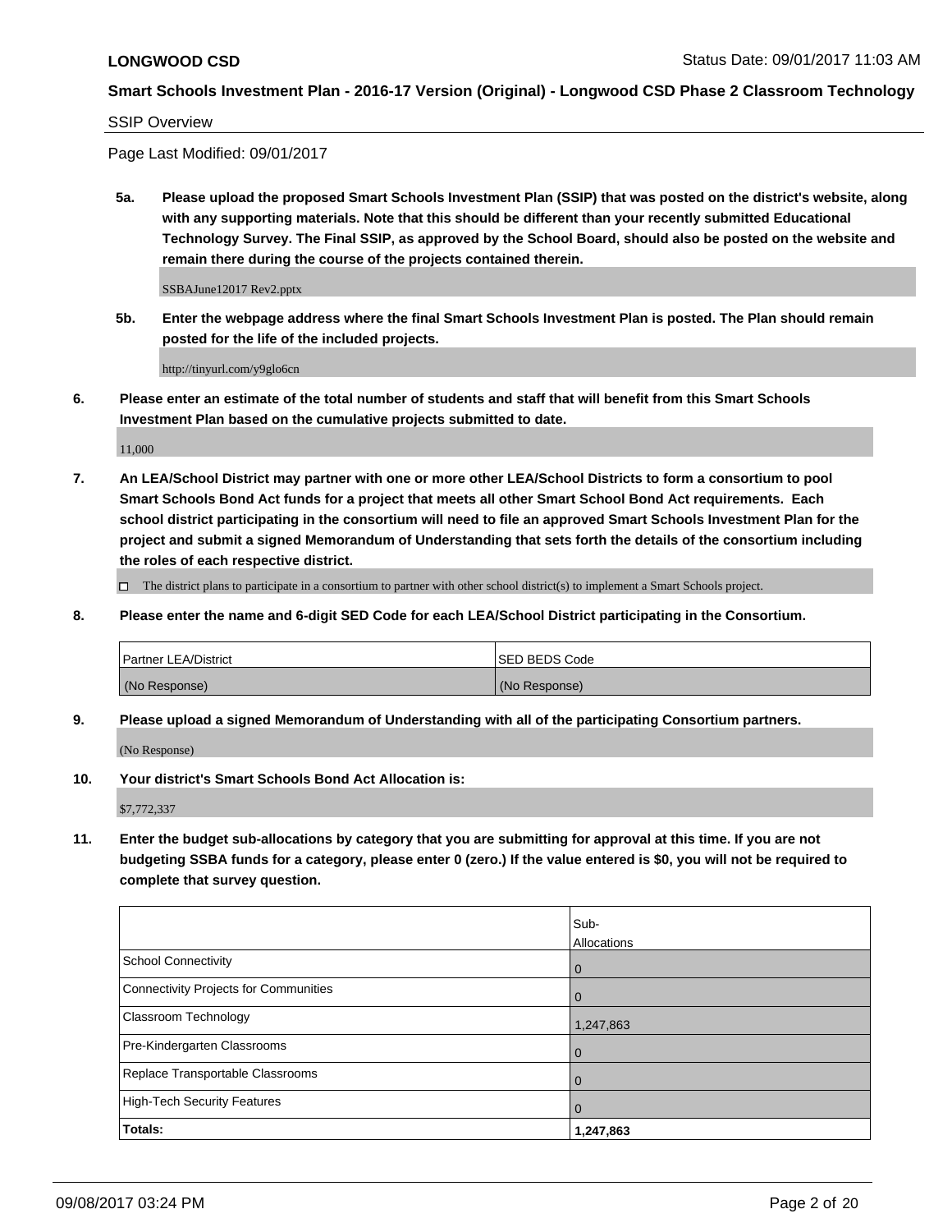SSIP Overview

Page Last Modified: 09/01/2017

**5a. Please upload the proposed Smart Schools Investment Plan (SSIP) that was posted on the district's website, along with any supporting materials. Note that this should be different than your recently submitted Educational Technology Survey. The Final SSIP, as approved by the School Board, should also be posted on the website and remain there during the course of the projects contained therein.**

SSBAJune12017 Rev2.pptx

**5b. Enter the webpage address where the final Smart Schools Investment Plan is posted. The Plan should remain posted for the life of the included projects.**

http://tinyurl.com/y9glo6cn

**6. Please enter an estimate of the total number of students and staff that will benefit from this Smart Schools Investment Plan based on the cumulative projects submitted to date.**

11,000

**7. An LEA/School District may partner with one or more other LEA/School Districts to form a consortium to pool Smart Schools Bond Act funds for a project that meets all other Smart School Bond Act requirements. Each school district participating in the consortium will need to file an approved Smart Schools Investment Plan for the project and submit a signed Memorandum of Understanding that sets forth the details of the consortium including the roles of each respective district.**

☐ The district plans to participate in a consortium to partner with other school district(s) to implement a Smart Schools project.

**8. Please enter the name and 6-digit SED Code for each LEA/School District participating in the Consortium.**

| Partner LEA/District | SED BEDS Code |
|---|---|
| (No Response) | (No Response) |

**9. Please upload a signed Memorandum of Understanding with all of the participating Consortium partners.**

(No Response)

**10. Your district's Smart Schools Bond Act Allocation is:**

$7,772,337

**11. Enter the budget sub-allocations by category that you are submitting for approval at this time. If you are not budgeting SSBA funds for a category, please enter 0 (zero.) If the value entered is $0, you will not be required to complete that survey question.**

| | Sub-Allocations |
|---|---|
| School Connectivity | 0 |
| Connectivity Projects for Communities | 0 |
| Classroom Technology | 1,247,863 |
| Pre-Kindergarten Classrooms | 0 |
| Replace Transportable Classrooms | 0 |
| High-Tech Security Features | 0 |
| **Totals:** | **1,247,863** |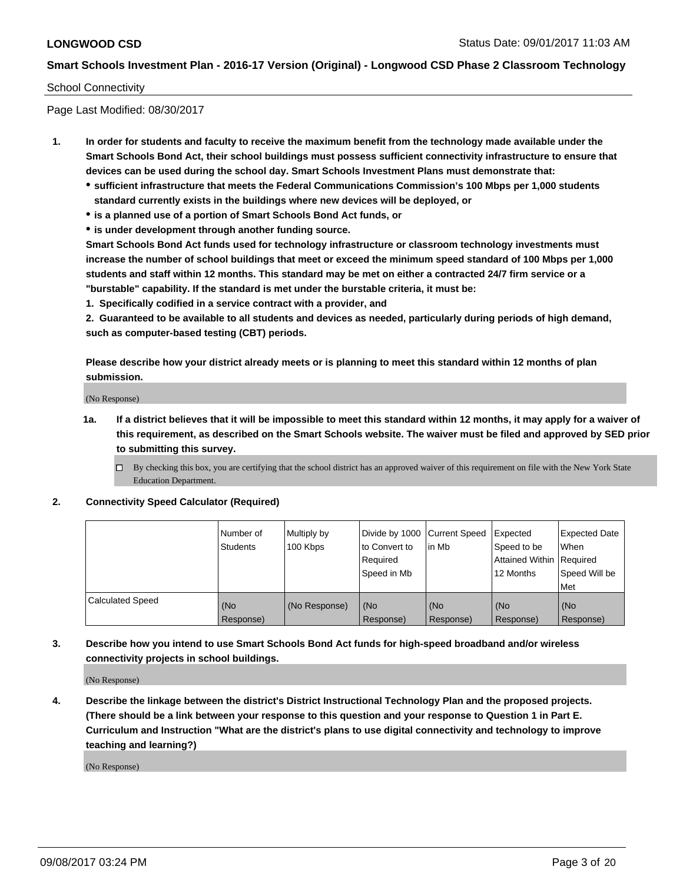School Connectivity

Page Last Modified: 08/30/2017

1. **In order for students and faculty to receive the maximum benefit from the technology made available under the Smart Schools Bond Act, their school buildings must possess sufficient connectivity infrastructure to ensure that devices can be used during the school day. Smart Schools Investment Plans must demonstrate that:**
   - **sufficient infrastructure that meets the Federal Communications Commission's 100 Mbps per 1,000 students standard currently exists in the buildings where new devices will be deployed, or**
   - **is a planned use of a portion of Smart Schools Bond Act funds, or**
   - **is under development through another funding source.**

   **Smart Schools Bond Act funds used for technology infrastructure or classroom technology investments must increase the number of school buildings that meet or exceed the minimum speed standard of 100 Mbps per 1,000 students and staff within 12 months. This standard may be met on either a contracted 24/7 firm service or a "burstable" capability. If the standard is met under the burstable criteria, it must be:**

   **1. Specifically codified in a service contract with a provider, and**

   **2. Guaranteed to be available to all students and devices as needed, particularly during periods of high demand, such as computer-based testing (CBT) periods.**

   **Please describe how your district already meets or is planning to meet this standard within 12 months of plan submission.**

   (No Response)

   **1a. If a district believes that it will be impossible to meet this standard within 12 months, it may apply for a waiver of this requirement, as described on the Smart Schools website. The waiver must be filed and approved by SED prior to submitting this survey.**

   - [ ] By checking this box, you are certifying that the school district has an approved waiver of this requirement on file with the New York State Education Department.

2. **Connectivity Speed Calculator (Required)**

| | Number of Students | Multiply by 100 Kbps | Divide by 1000 to Convert to Required Speed in Mb | Current Speed in Mb | Expected Speed to be Attained Within 12 Months | Expected Date When Required Speed Will be Met |
|---|---|---|---|---|---|---|
| Calculated Speed | (No Response) | (No Response) | (No Response) | (No Response) | (No Response) | (No Response) |

3. **Describe how you intend to use Smart Schools Bond Act funds for high-speed broadband and/or wireless connectivity projects in school buildings.**

   (No Response)

4. **Describe the linkage between the district's District Instructional Technology Plan and the proposed projects. (There should be a link between your response to this question and your response to Question 1 in Part E. Curriculum and Instruction "What are the district's plans to use digital connectivity and technology to improve teaching and learning?)**

   (No Response)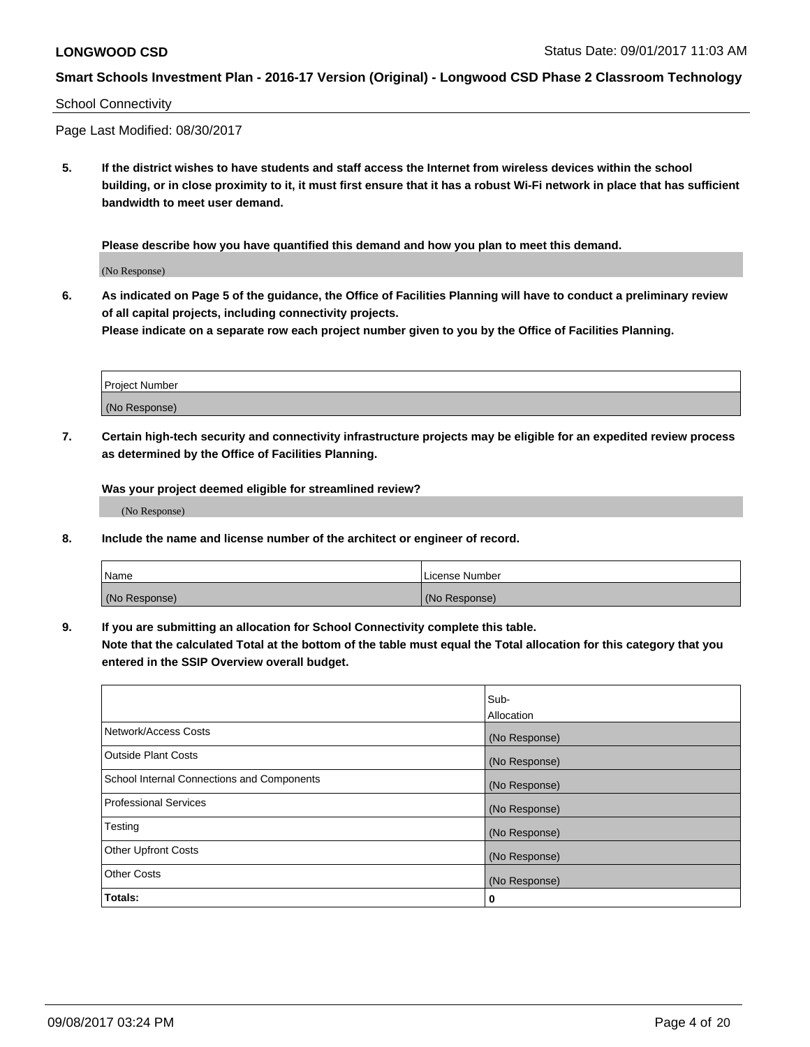School Connectivity

Page Last Modified: 08/30/2017

**5. If the district wishes to have students and staff access the Internet from wireless devices within the school building, or in close proximity to it, it must first ensure that it has a robust Wi-Fi network in place that has sufficient bandwidth to meet user demand.**

**Please describe how you have quantified this demand and how you plan to meet this demand.**

(No Response)

**6. As indicated on Page 5 of the guidance, the Office of Facilities Planning will have to conduct a preliminary review of all capital projects, including connectivity projects.**
**Please indicate on a separate row each project number given to you by the Office of Facilities Planning.**

| Project Number |
| --- |
| (No Response) |

**7. Certain high-tech security and connectivity infrastructure projects may be eligible for an expedited review process as determined by the Office of Facilities Planning.**

**Was your project deemed eligible for streamlined review?**

(No Response)

**8. Include the name and license number of the architect or engineer of record.**

| Name | License Number |
| --- | --- |
| (No Response) | (No Response) |

**9. If you are submitting an allocation for School Connectivity complete this table.**
**Note that the calculated Total at the bottom of the table must equal the Total allocation for this category that you entered in the SSIP Overview overall budget.**

| | Sub-Allocation |
| --- | --- |
| Network/Access Costs | (No Response) |
| Outside Plant Costs | (No Response) |
| School Internal Connections and Components | (No Response) |
| Professional Services | (No Response) |
| Testing | (No Response) |
| Other Upfront Costs | (No Response) |
| Other Costs | (No Response) |
| **Totals:** | **0** |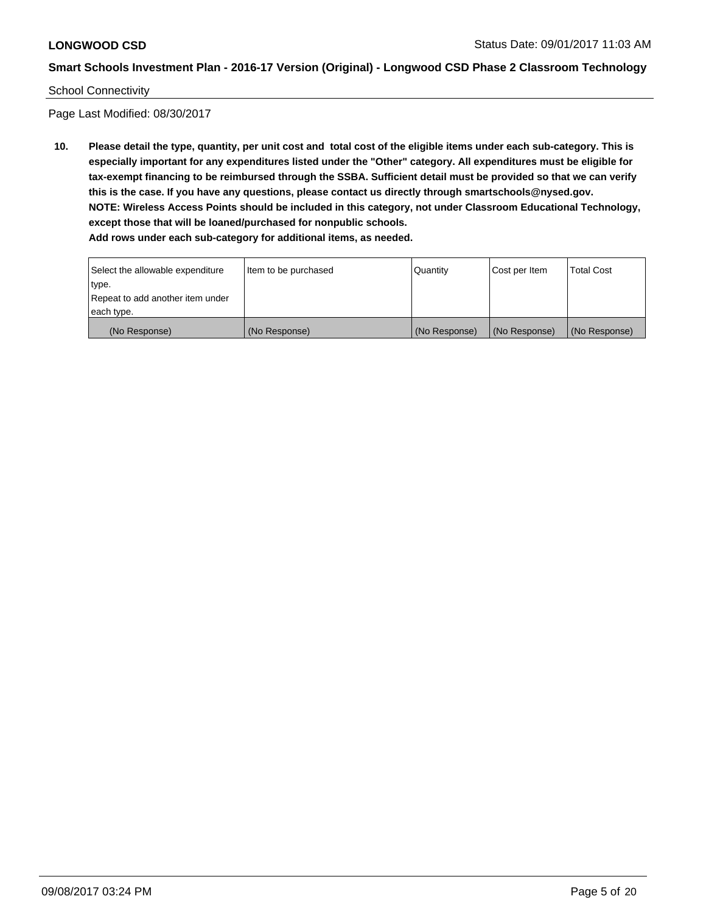School Connectivity

Page Last Modified: 08/30/2017

**10. Please detail the type, quantity, per unit cost and total cost of the eligible items under each sub-category. This is especially important for any expenditures listed under the "Other" category. All expenditures must be eligible for tax-exempt financing to be reimbursed through the SSBA. Sufficient detail must be provided so that we can verify this is the case. If you have any questions, please contact us directly through smartschools@nysed.gov.**
**NOTE: Wireless Access Points should be included in this category, not under Classroom Educational Technology, except those that will be loaned/purchased for nonpublic schools.**
**Add rows under each sub-category for additional items, as needed.**

| Select the allowable expenditure type. Repeat to add another item under each type. | Item to be purchased | Quantity | Cost per Item | Total Cost |
|---|---|---|---|---|
| (No Response) | (No Response) | (No Response) | (No Response) | (No Response) |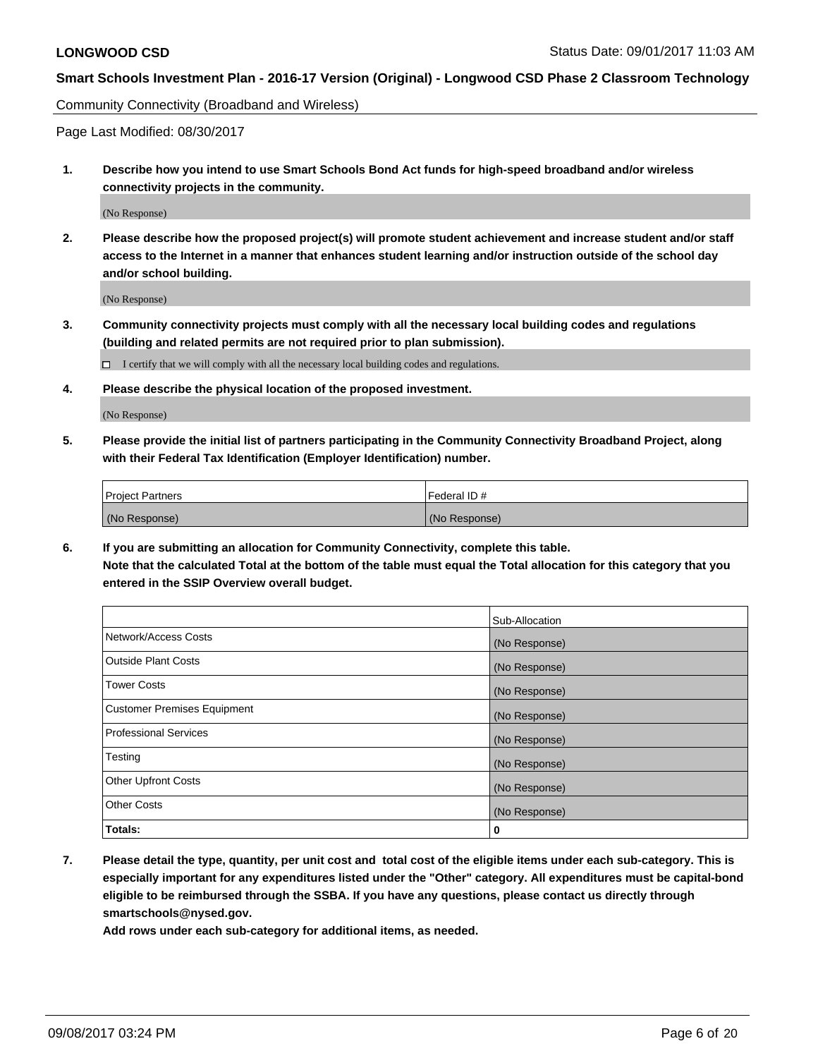Community Connectivity (Broadband and Wireless)

Page Last Modified: 08/30/2017

1. **Describe how you intend to use Smart Schools Bond Act funds for high-speed broadband and/or wireless connectivity projects in the community.**

   (No Response)

2. **Please describe how the proposed project(s) will promote student achievement and increase student and/or staff access to the Internet in a manner that enhances student learning and/or instruction outside of the school day and/or school building.**

   (No Response)

3. **Community connectivity projects must comply with all the necessary local building codes and regulations (building and related permits are not required prior to plan submission).**

   ☐ I certify that we will comply with all the necessary local building codes and regulations.

4. **Please describe the physical location of the proposed investment.**

   (No Response)

5. **Please provide the initial list of partners participating in the Community Connectivity Broadband Project, along with their Federal Tax Identification (Employer Identification) number.**

| Project Partners | Federal ID # |
|---|---|
| (No Response) | (No Response) |

6. **If you are submitting an allocation for Community Connectivity, complete this table.**
   **Note that the calculated Total at the bottom of the table must equal the Total allocation for this category that you entered in the SSIP Overview overall budget.**

| | Sub-Allocation |
|---|---|
| Network/Access Costs | (No Response) |
| Outside Plant Costs | (No Response) |
| Tower Costs | (No Response) |
| Customer Premises Equipment | (No Response) |
| Professional Services | (No Response) |
| Testing | (No Response) |
| Other Upfront Costs | (No Response) |
| Other Costs | (No Response) |
| **Totals:** | **0** |

7. **Please detail the type, quantity, per unit cost and total cost of the eligible items under each sub-category. This is especially important for any expenditures listed under the "Other" category. All expenditures must be capital-bond eligible to be reimbursed through the SSBA. If you have any questions, please contact us directly through smartschools@nysed.gov.**

   **Add rows under each sub-category for additional items, as needed.**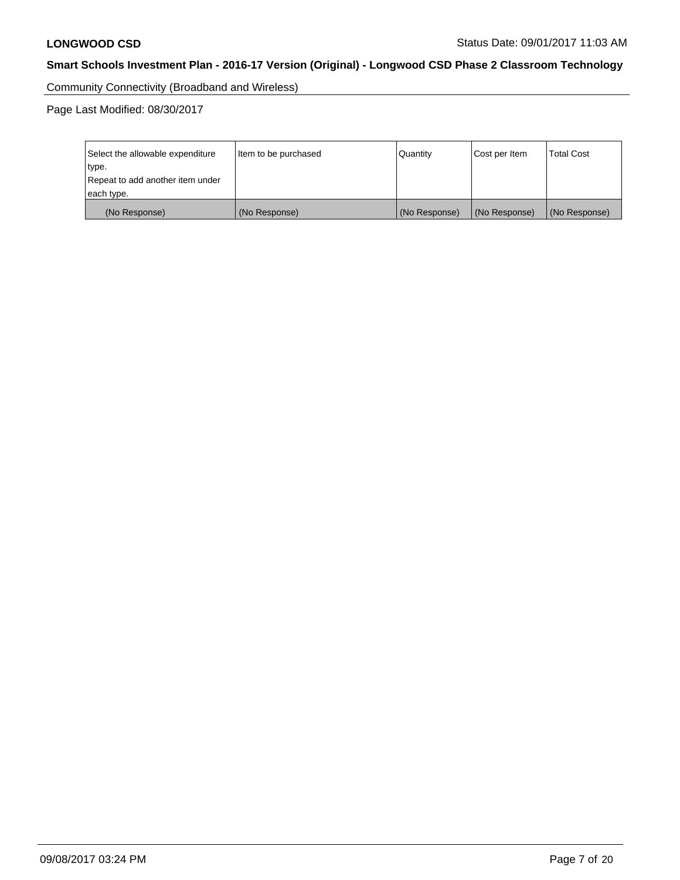Community Connectivity (Broadband and Wireless)

Page Last Modified: 08/30/2017

| Select the allowable expenditure type. Repeat to add another item under each type. | Item to be purchased | Quantity | Cost per Item | Total Cost |
| --- | --- | --- | --- | --- |
| (No Response) | (No Response) | (No Response) | (No Response) | (No Response) |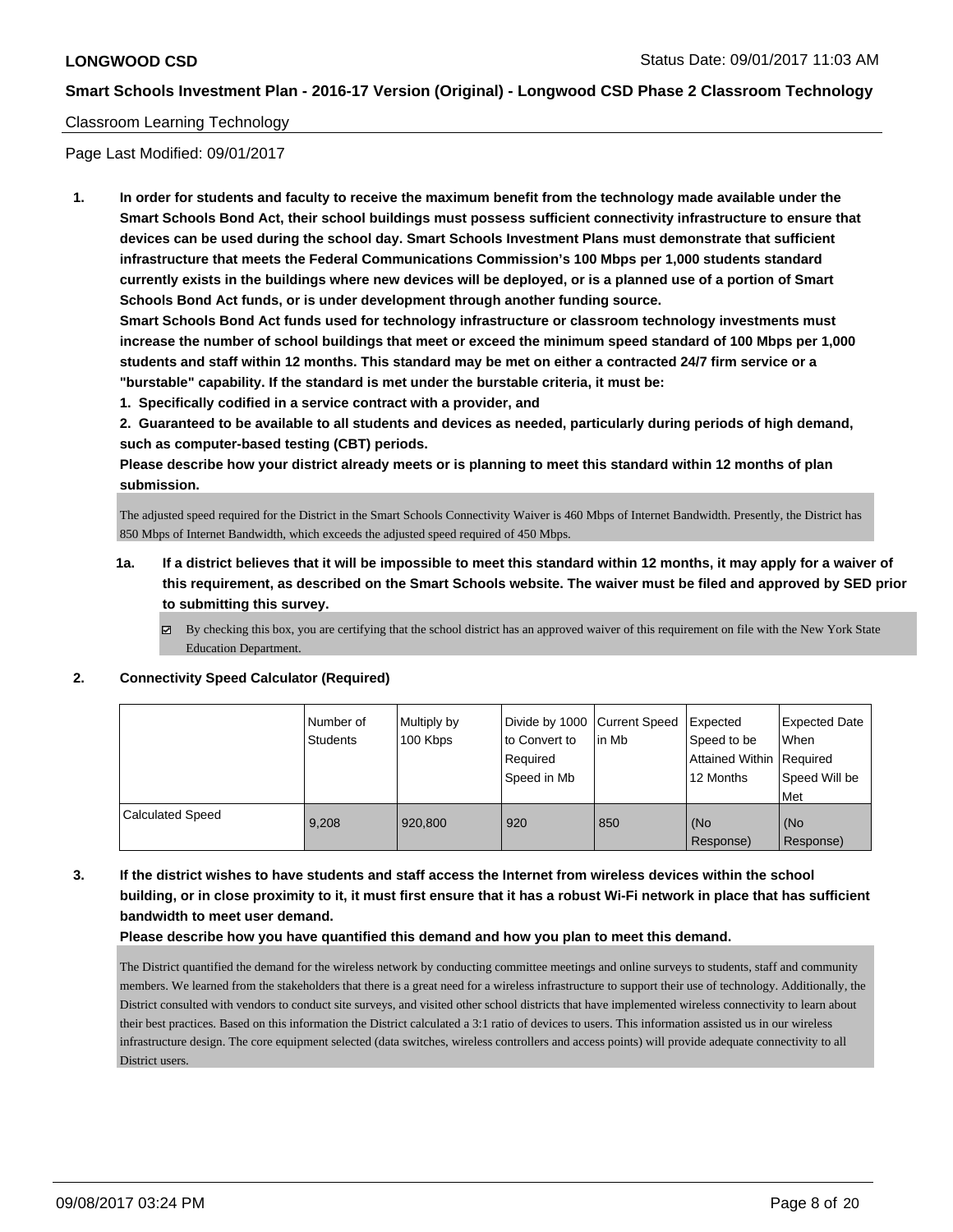Classroom Learning Technology

Page Last Modified: 09/01/2017

1. **In order for students and faculty to receive the maximum benefit from the technology made available under the Smart Schools Bond Act, their school buildings must possess sufficient connectivity infrastructure to ensure that devices can be used during the school day. Smart Schools Investment Plans must demonstrate that sufficient infrastructure that meets the Federal Communications Commission's 100 Mbps per 1,000 students standard currently exists in the buildings where new devices will be deployed, or is a planned use of a portion of Smart Schools Bond Act funds, or is under development through another funding source.**
   **Smart Schools Bond Act funds used for technology infrastructure or classroom technology investments must increase the number of school buildings that meet or exceed the minimum speed standard of 100 Mbps per 1,000 students and staff within 12 months. This standard may be met on either a contracted 24/7 firm service or a "burstable" capability. If the standard is met under the burstable criteria, it must be:**
   **1. Specifically codified in a service contract with a provider, and**
   **2. Guaranteed to be available to all students and devices as needed, particularly during periods of high demand, such as computer-based testing (CBT) periods.**
   **Please describe how your district already meets or is planning to meet this standard within 12 months of plan submission.**

   The adjusted speed required for the District in the Smart Schools Connectivity Waiver is 460 Mbps of Internet Bandwidth. Presently, the District has 850 Mbps of Internet Bandwidth, which exceeds the adjusted speed required of 450 Mbps.

   1a. **If a district believes that it will be impossible to meet this standard within 12 months, it may apply for a waiver of this requirement, as described on the Smart Schools website. The waiver must be filed and approved by SED prior to submitting this survey.**

   ☑ By checking this box, you are certifying that the school district has an approved waiver of this requirement on file with the New York State Education Department.

2. **Connectivity Speed Calculator (Required)**

| | Number of Students | Multiply by 100 Kbps | Divide by 1000 to Convert to Required Speed in Mb | Current Speed in Mb | Expected Speed to be Attained Within 12 Months | Expected Date When Required Speed Will be Met |
|---|---|---|---|---|---|---|
| Calculated Speed | 9,208 | 920,800 | 920 | 850 | (No Response) | (No Response) |

3. **If the district wishes to have students and staff access the Internet from wireless devices within the school building, or in close proximity to it, it must first ensure that it has a robust Wi-Fi network in place that has sufficient bandwidth to meet user demand.**
   **Please describe how you have quantified this demand and how you plan to meet this demand.**

   The District quantified the demand for the wireless network by conducting committee meetings and online surveys to students, staff and community members. We learned from the stakeholders that there is a great need for a wireless infrastructure to support their use of technology. Additionally, the District consulted with vendors to conduct site surveys, and visited other school districts that have implemented wireless connectivity to learn about their best practices. Based on this information the District calculated a 3:1 ratio of devices to users. This information assisted us in our wireless infrastructure design. The core equipment selected (data switches, wireless controllers and access points) will provide adequate connectivity to all District users.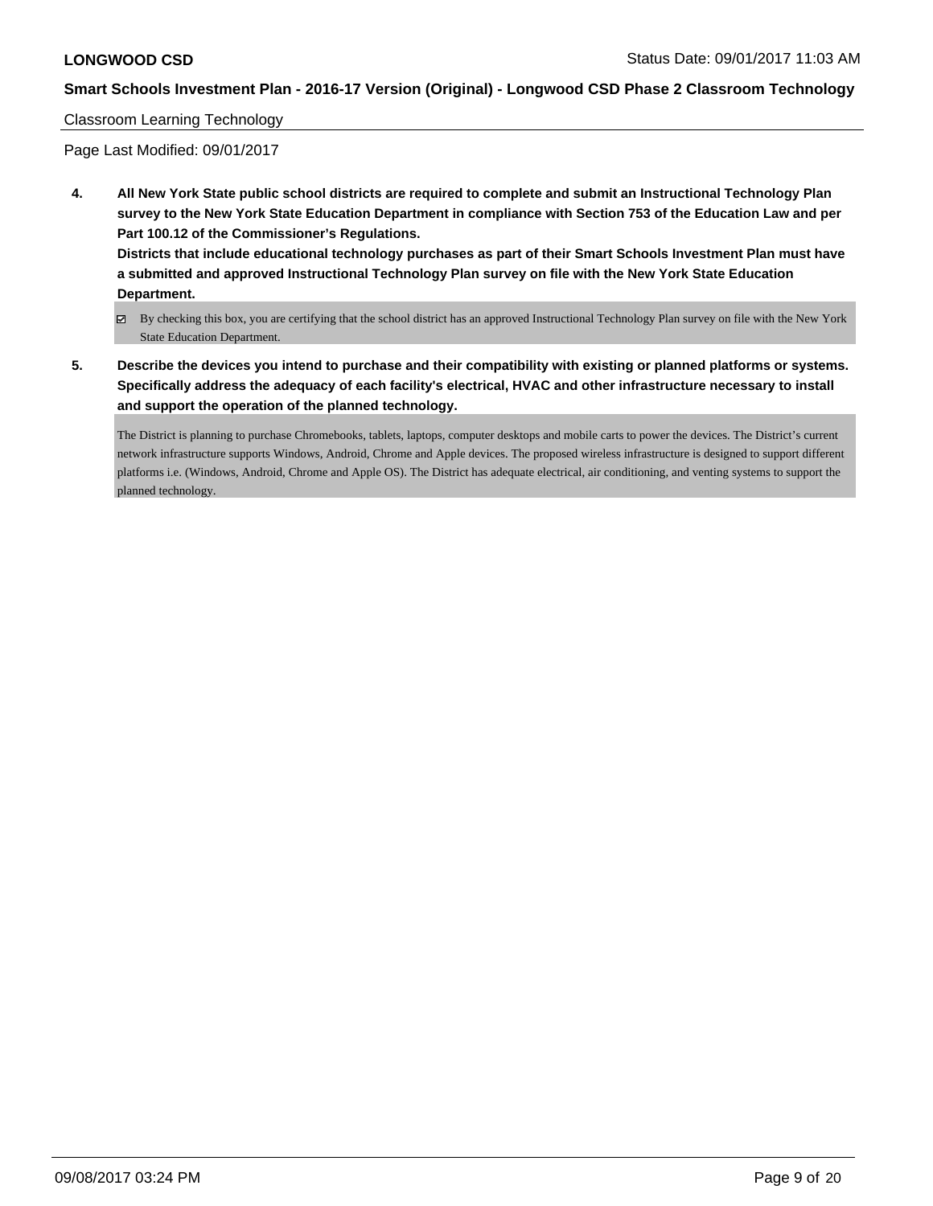Classroom Learning Technology

Page Last Modified: 09/01/2017

**4. All New York State public school districts are required to complete and submit an Instructional Technology Plan survey to the New York State Education Department in compliance with Section 753 of the Education Law and per Part 100.12 of the Commissioner's Regulations.**

**Districts that include educational technology purchases as part of their Smart Schools Investment Plan must have a submitted and approved Instructional Technology Plan survey on file with the New York State Education Department.**

☑ By checking this box, you are certifying that the school district has an approved Instructional Technology Plan survey on file with the New York State Education Department.

**5. Describe the devices you intend to purchase and their compatibility with existing or planned platforms or systems. Specifically address the adequacy of each facility's electrical, HVAC and other infrastructure necessary to install and support the operation of the planned technology.**

The District is planning to purchase Chromebooks, tablets, laptops, computer desktops and mobile carts to power the devices. The District's current network infrastructure supports Windows, Android, Chrome and Apple devices. The proposed wireless infrastructure is designed to support different platforms i.e. (Windows, Android, Chrome and Apple OS). The District has adequate electrical, air conditioning, and venting systems to support the planned technology.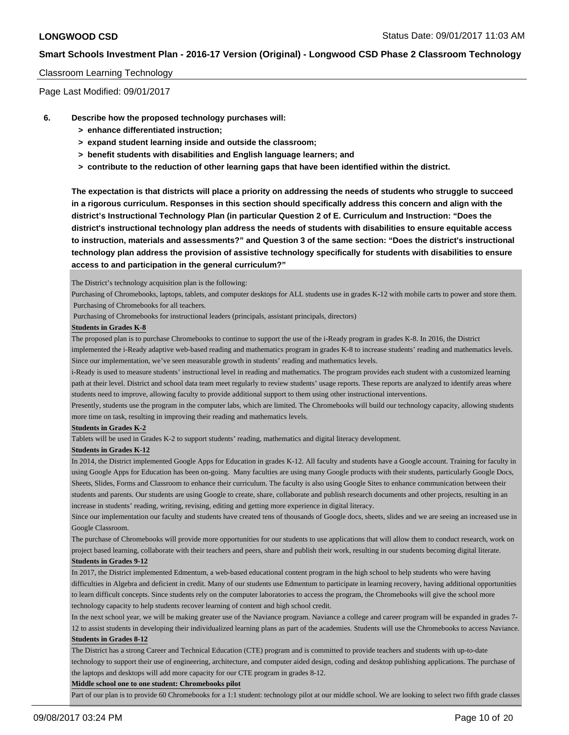Classroom Learning Technology

Page Last Modified: 09/01/2017

**6. Describe how the proposed technology purchases will:**

- **> enhance differentiated instruction;**
- **> expand student learning inside and outside the classroom;**
- **> benefit students with disabilities and English language learners; and**
- **> contribute to the reduction of other learning gaps that have been identified within the district.**

**The expectation is that districts will place a priority on addressing the needs of students who struggle to succeed in a rigorous curriculum. Responses in this section should specifically address this concern and align with the district's Instructional Technology Plan (in particular Question 2 of E. Curriculum and Instruction: "Does the district's instructional technology plan address the needs of students with disabilities to ensure equitable access to instruction, materials and assessments?" and Question 3 of the same section: "Does the district's instructional technology plan address the provision of assistive technology specifically for students with disabilities to ensure access to and participation in the general curriculum?"**

The District's technology acquisition plan is the following:

Purchasing of Chromebooks, laptops, tablets, and computer desktops for ALL students use in grades K-12 with mobile carts to power and store them.
Purchasing of Chromebooks for all teachers.
Purchasing of Chromebooks for instructional leaders (principals, assistant principals, directors)

**Students in Grades K-8**

The proposed plan is to purchase Chromebooks to continue to support the use of the i-Ready program in grades K-8. In 2016, the District implemented the i-Ready adaptive web-based reading and mathematics program in grades K-8 to increase students' reading and mathematics levels. Since our implementation, we've seen measurable growth in students' reading and mathematics levels.

i-Ready is used to measure students' instructional level in reading and mathematics. The program provides each student with a customized learning path at their level. District and school data team meet regularly to review students' usage reports. These reports are analyzed to identify areas where students need to improve, allowing faculty to provide additional support to them using other instructional interventions.

Presently, students use the program in the computer labs, which are limited. The Chromebooks will build our technology capacity, allowing students more time on task, resulting in improving their reading and mathematics levels.

**Students in Grades K-2**

Tablets will be used in Grades K-2 to support students' reading, mathematics and digital literacy development.

**Students in Grades K-12**

In 2014, the District implemented Google Apps for Education in grades K-12. All faculty and students have a Google account. Training for faculty in using Google Apps for Education has been on-going. Many faculties are using many Google products with their students, particularly Google Docs, Sheets, Slides, Forms and Classroom to enhance their curriculum. The faculty is also using Google Sites to enhance communication between their students and parents. Our students are using Google to create, share, collaborate and publish research documents and other projects, resulting in an increase in students' reading, writing, revising, editing and getting more experience in digital literacy.

Since our implementation our faculty and students have created tens of thousands of Google docs, sheets, slides and we are seeing an increased use in Google Classroom.

The purchase of Chromebooks will provide more opportunities for our students to use applications that will allow them to conduct research, work on project based learning, collaborate with their teachers and peers, share and publish their work, resulting in our students becoming digital literate.

**Students in Grades 9-12**

In 2017, the District implemented Edmentum, a web-based educational content program in the high school to help students who were having difficulties in Algebra and deficient in credit. Many of our students use Edmentum to participate in learning recovery, having additional opportunities to learn difficult concepts. Since students rely on the computer laboratories to access the program, the Chromebooks will give the school more technology capacity to help students recover learning of content and high school credit.

In the next school year, we will be making greater use of the Naviance program. Naviance a college and career program will be expanded in grades 7-12 to assist students in developing their individualized learning plans as part of the academies. Students will use the Chromebooks to access Naviance.

**Students in Grades 8-12**

The District has a strong Career and Technical Education (CTE) program and is committed to provide teachers and students with up-to-date technology to support their use of engineering, architecture, and computer aided design, coding and desktop publishing applications. The purchase of the laptops and desktops will add more capacity for our CTE program in grades 8-12.

**Middle school one to one student: Chromebooks pilot**

Part of our plan is to provide 60 Chromebooks for a 1:1 student: technology pilot at our middle school. We are looking to select two fifth grade classes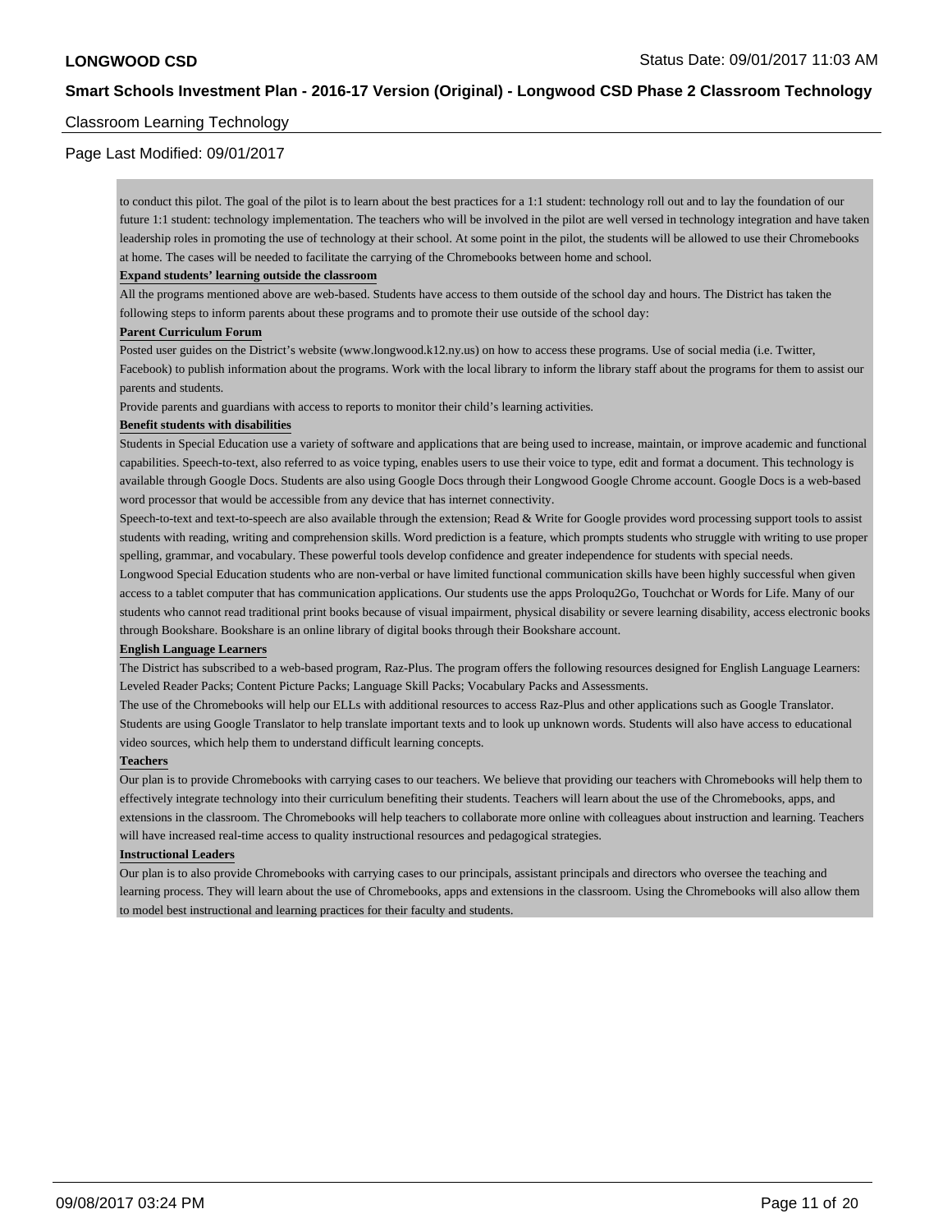## Classroom Learning Technology

to conduct this pilot. The goal of the pilot is to learn about the best practices for a 1:1 student: technology roll out and to lay the foundation of our future 1:1 student: technology implementation. The teachers who will be involved in the pilot are well versed in technology integration and have taken leadership roles in promoting the use of technology at their school. At some point in the pilot, the students will be allowed to use their Chromebooks at home. The cases will be needed to facilitate the carrying of the Chromebooks between home and school.

**Expand students' learning outside the classroom**

All the programs mentioned above are web-based. Students have access to them outside of the school day and hours. The District has taken the following steps to inform parents about these programs and to promote their use outside of the school day:

**Parent Curriculum Forum**

Posted user guides on the District's website (www.longwood.k12.ny.us) on how to access these programs. Use of social media (i.e. Twitter, Facebook) to publish information about the programs. Work with the local library to inform the library staff about the programs for them to assist our parents and students.

Provide parents and guardians with access to reports to monitor their child's learning activities.

**Benefit students with disabilities**

Students in Special Education use a variety of software and applications that are being used to increase, maintain, or improve academic and functional capabilities. Speech-to-text, also referred to as voice typing, enables users to use their voice to type, edit and format a document. This technology is available through Google Docs. Students are also using Google Docs through their Longwood Google Chrome account. Google Docs is a web-based word processor that would be accessible from any device that has internet connectivity.

Speech-to-text and text-to-speech are also available through the extension; Read & Write for Google provides word processing support tools to assist students with reading, writing and comprehension skills. Word prediction is a feature, which prompts students who struggle with writing to use proper spelling, grammar, and vocabulary. These powerful tools develop confidence and greater independence for students with special needs.

Longwood Special Education students who are non-verbal or have limited functional communication skills have been highly successful when given access to a tablet computer that has communication applications. Our students use the apps Proloqu2Go, Touchchat or Words for Life. Many of our students who cannot read traditional print books because of visual impairment, physical disability or severe learning disability, access electronic books through Bookshare. Bookshare is an online library of digital books through their Bookshare account.

**English Language Learners**

The District has subscribed to a web-based program, Raz-Plus. The program offers the following resources designed for English Language Learners: Leveled Reader Packs; Content Picture Packs; Language Skill Packs; Vocabulary Packs and Assessments.

The use of the Chromebooks will help our ELLs with additional resources to access Raz-Plus and other applications such as Google Translator. Students are using Google Translator to help translate important texts and to look up unknown words. Students will also have access to educational video sources, which help them to understand difficult learning concepts.

**Teachers**

Our plan is to provide Chromebooks with carrying cases to our teachers. We believe that providing our teachers with Chromebooks will help them to effectively integrate technology into their curriculum benefiting their students. Teachers will learn about the use of the Chromebooks, apps, and extensions in the classroom. The Chromebooks will help teachers to collaborate more online with colleagues about instruction and learning. Teachers will have increased real-time access to quality instructional resources and pedagogical strategies.

**Instructional Leaders**

Our plan is to also provide Chromebooks with carrying cases to our principals, assistant principals and directors who oversee the teaching and learning process. They will learn about the use of Chromebooks, apps and extensions in the classroom. Using the Chromebooks will also allow them to model best instructional and learning practices for their faculty and students.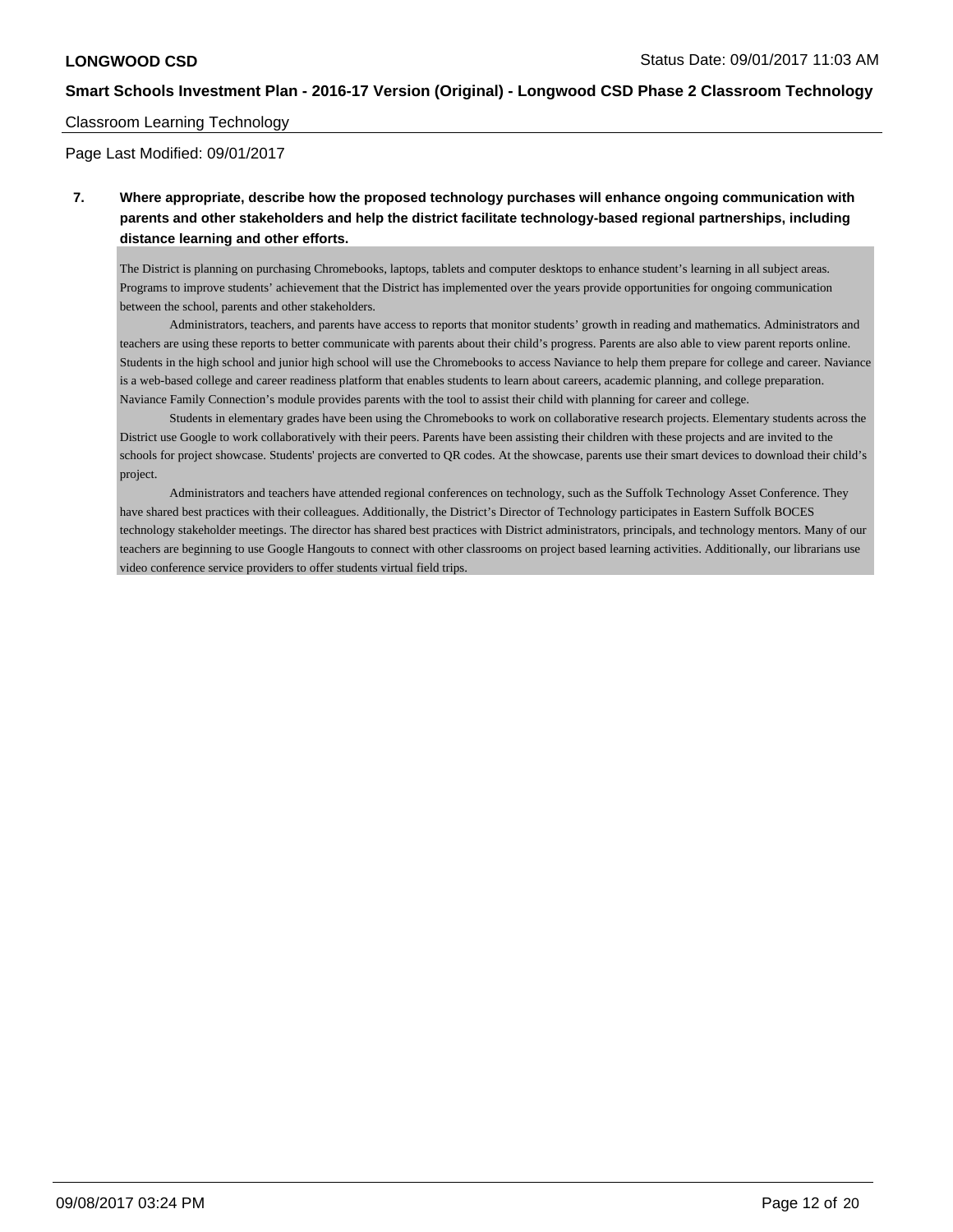Classroom Learning Technology

Page Last Modified: 09/01/2017

**7. Where appropriate, describe how the proposed technology purchases will enhance ongoing communication with parents and other stakeholders and help the district facilitate technology-based regional partnerships, including distance learning and other efforts.**

The District is planning on purchasing Chromebooks, laptops, tablets and computer desktops to enhance student's learning in all subject areas. Programs to improve students' achievement that the District has implemented over the years provide opportunities for ongoing communication between the school, parents and other stakeholders.

Administrators, teachers, and parents have access to reports that monitor students' growth in reading and mathematics. Administrators and teachers are using these reports to better communicate with parents about their child's progress. Parents are also able to view parent reports online. Students in the high school and junior high school will use the Chromebooks to access Naviance to help them prepare for college and career. Naviance is a web-based college and career readiness platform that enables students to learn about careers, academic planning, and college preparation. Naviance Family Connection's module provides parents with the tool to assist their child with planning for career and college.

Students in elementary grades have been using the Chromebooks to work on collaborative research projects. Elementary students across the District use Google to work collaboratively with their peers. Parents have been assisting their children with these projects and are invited to the schools for project showcase. Students' projects are converted to QR codes. At the showcase, parents use their smart devices to download their child's project.

Administrators and teachers have attended regional conferences on technology, such as the Suffolk Technology Asset Conference. They have shared best practices with their colleagues. Additionally, the District's Director of Technology participates in Eastern Suffolk BOCES technology stakeholder meetings. The director has shared best practices with District administrators, principals, and technology mentors. Many of our teachers are beginning to use Google Hangouts to connect with other classrooms on project based learning activities. Additionally, our librarians use video conference service providers to offer students virtual field trips.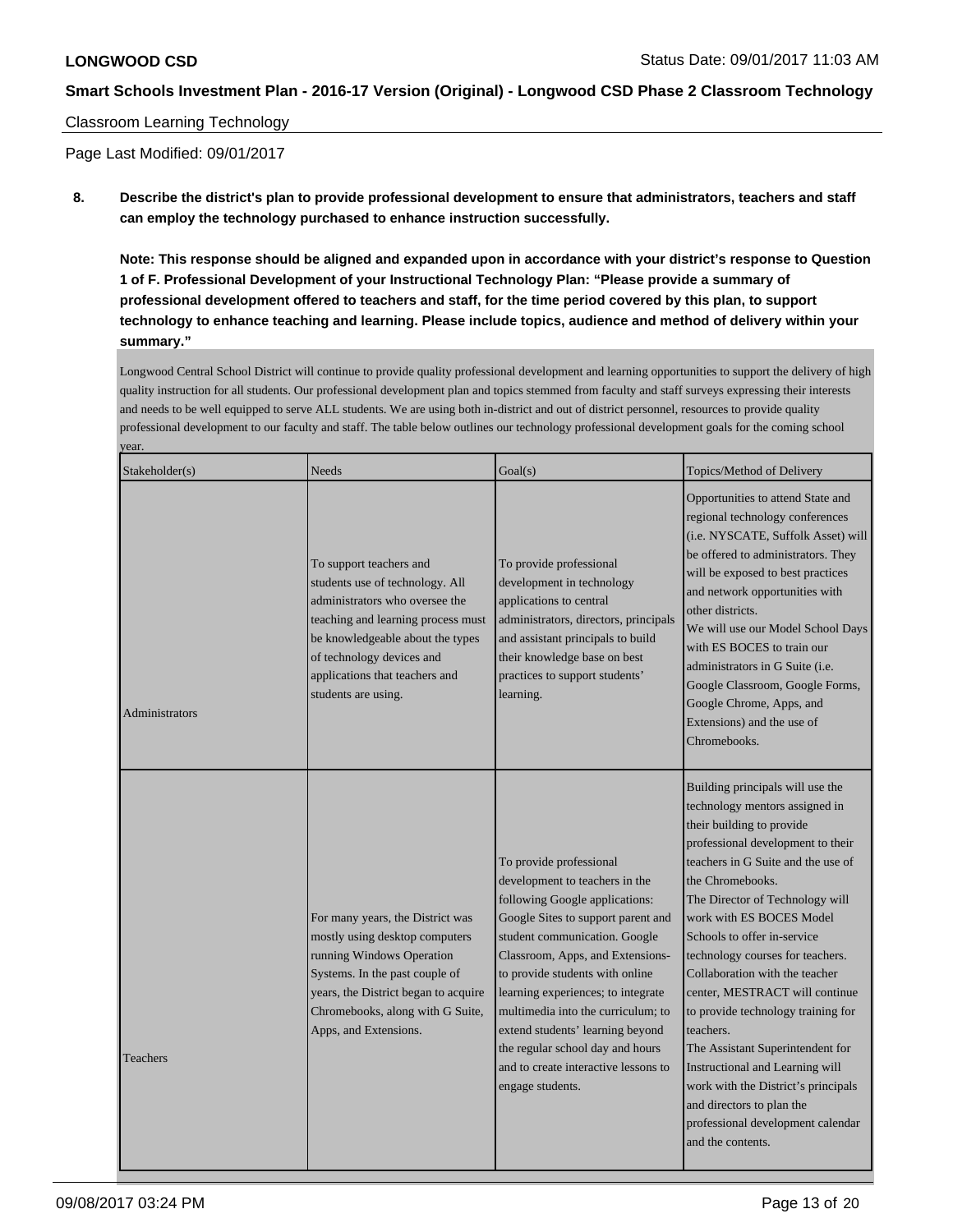Classroom Learning Technology

Page Last Modified: 09/01/2017

**8. Describe the district's plan to provide professional development to ensure that administrators, teachers and staff can employ the technology purchased to enhance instruction successfully.**

**Note: This response should be aligned and expanded upon in accordance with your district's response to Question 1 of F. Professional Development of your Instructional Technology Plan: "Please provide a summary of professional development offered to teachers and staff, for the time period covered by this plan, to support technology to enhance teaching and learning. Please include topics, audience and method of delivery within your summary."**

Longwood Central School District will continue to provide quality professional development and learning opportunities to support the delivery of high quality instruction for all students. Our professional development plan and topics stemmed from faculty and staff surveys expressing their interests and needs to be well equipped to serve ALL students. We are using both in-district and out of district personnel, resources to provide quality professional development to our faculty and staff. The table below outlines our technology professional development goals for the coming school year.

| Stakeholder(s) | Needs | Goal(s) | Topics/Method of Delivery |
| --- | --- | --- | --- |
| Administrators | To support teachers and students use of technology. All administrators who oversee the teaching and learning process must be knowledgeable about the types of technology devices and applications that teachers and students are using. | To provide professional development in technology applications to central administrators, directors, principals and assistant principals to build their knowledge base on best practices to support students' learning. | Opportunities to attend State and regional technology conferences (i.e. NYSCATE, Suffolk Asset) will be offered to administrators. They will be exposed to best practices and network opportunities with other districts.<br>We will use our Model School Days with ES BOCES to train our administrators in G Suite (i.e. Google Classroom, Google Forms, Google Chrome, Apps, and Extensions) and the use of Chromebooks. |
| Teachers | For many years, the District was mostly using desktop computers running Windows Operation Systems. In the past couple of years, the District began to acquire Chromebooks, along with G Suite, Apps, and Extensions. | To provide professional development to teachers in the following Google applications: Google Sites to support parent and student communication. Google Classroom, Apps, and Extensions- to provide students with online learning experiences; to integrate multimedia into the curriculum; to extend students' learning beyond the regular school day and hours and to create interactive lessons to engage students. | Building principals will use the technology mentors assigned in their building to provide professional development to their teachers in G Suite and the use of the Chromebooks.<br>The Director of Technology will work with ES BOCES Model Schools to offer in-service technology courses for teachers. Collaboration with the teacher center, MESTRACT will continue to provide technology training for teachers.<br>The Assistant Superintendent for Instructional and Learning will work with the District's principals and directors to plan the professional development calendar and the contents. |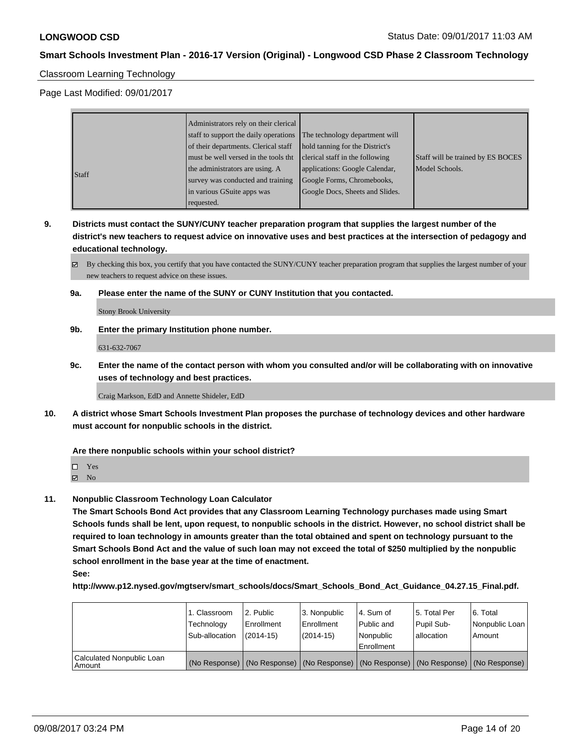## Classroom Learning Technology

Page Last Modified: 09/01/2017

| | | | |
|---|---|---|---|
| Staff | Administrators rely on their clerical staff to support the daily operations of their departments. Clerical staff must be well versed in the tools tht the administrators are using. A survey was conducted and training in various GSuite apps was requested. | The technology department will hold tanning for the District's clerical staff in the following applications: Google Calendar, Google Forms, Chromebooks, Google Docs, Sheets and Slides. | Staff will be trained by ES BOCES Model Schools. |

**9. Districts must contact the SUNY/CUNY teacher preparation program that supplies the largest number of the district's new teachers to request advice on innovative uses and best practices at the intersection of pedagogy and educational technology.**

☑ By checking this box, you certify that you have contacted the SUNY/CUNY teacher preparation program that supplies the largest number of your new teachers to request advice on these issues.

**9a. Please enter the name of the SUNY or CUNY Institution that you contacted.**

Stony Brook University

**9b. Enter the primary Institution phone number.**

631-632-7067

**9c. Enter the name of the contact person with whom you consulted and/or will be collaborating with on innovative uses of technology and best practices.**

Craig Markson, EdD and Annette Shideler, EdD

**10. A district whose Smart Schools Investment Plan proposes the purchase of technology devices and other hardware must account for nonpublic schools in the district.**

**Are there nonpublic schools within your school district?**

☐ Yes
☑ No

**11. Nonpublic Classroom Technology Loan Calculator**

**The Smart Schools Bond Act provides that any Classroom Learning Technology purchases made using Smart Schools funds shall be lent, upon request, to nonpublic schools in the district. However, no school district shall be required to loan technology in amounts greater than the total obtained and spent on technology pursuant to the Smart Schools Bond Act and the value of such loan may not exceed the total of $250 multiplied by the nonpublic school enrollment in the base year at the time of enactment.**

**See:**

**http://www.p12.nysed.gov/mgtserv/smart_schools/docs/Smart_Schools_Bond_Act_Guidance_04.27.15_Final.pdf.**

| | 1. Classroom Technology Sub-allocation | 2. Public Enrollment (2014-15) | 3. Nonpublic Enrollment (2014-15) | 4. Sum of Public and Nonpublic Enrollment | 5. Total Per Pupil Sub-allocation | 6. Total Nonpublic Loan Amount |
|---|---|---|---|---|---|---|
| Calculated Nonpublic Loan Amount | (No Response) | (No Response) | (No Response) | (No Response) | (No Response) | (No Response) |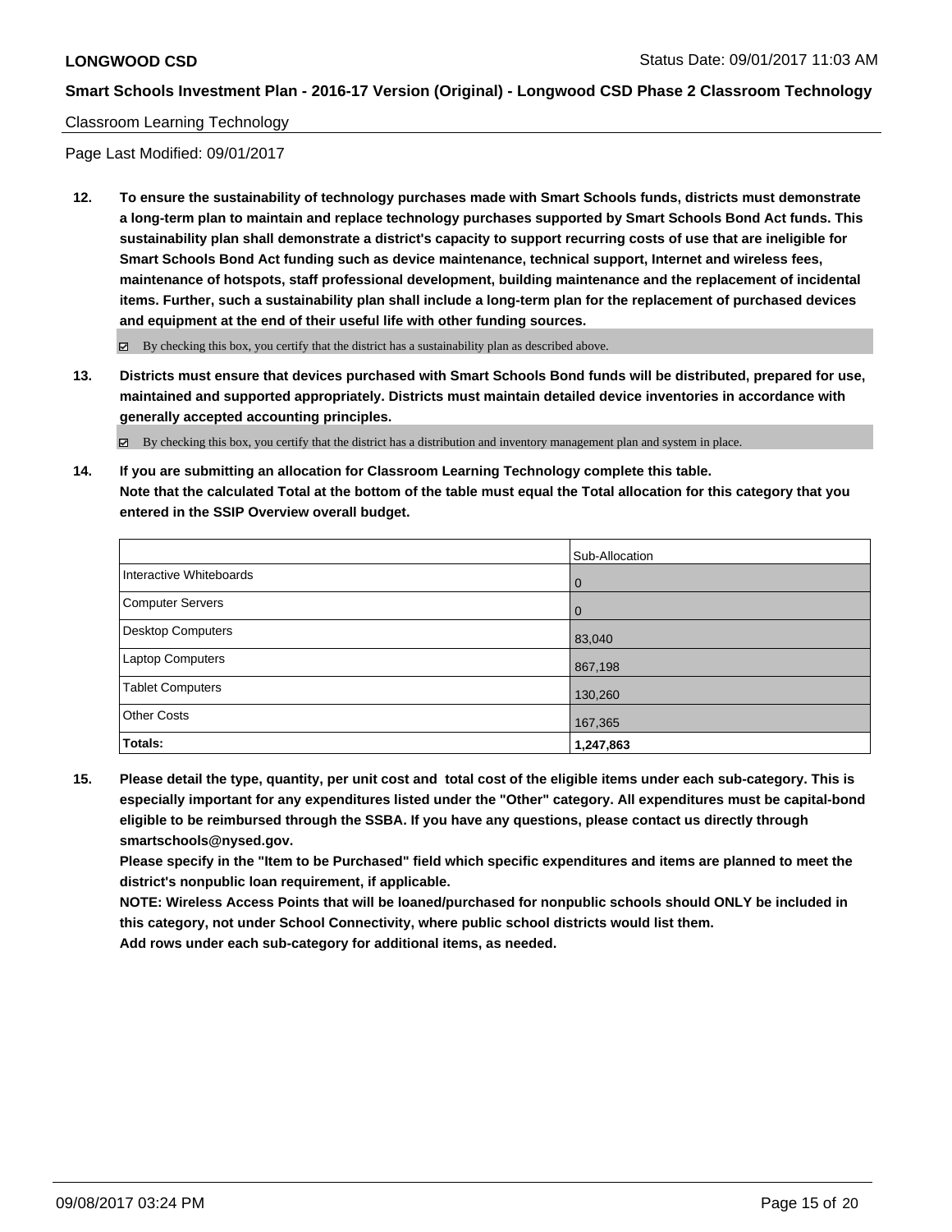Classroom Learning Technology

Page Last Modified: 09/01/2017

**12. To ensure the sustainability of technology purchases made with Smart Schools funds, districts must demonstrate a long-term plan to maintain and replace technology purchases supported by Smart Schools Bond Act funds. This sustainability plan shall demonstrate a district's capacity to support recurring costs of use that are ineligible for Smart Schools Bond Act funding such as device maintenance, technical support, Internet and wireless fees, maintenance of hotspots, staff professional development, building maintenance and the replacement of incidental items. Further, such a sustainability plan shall include a long-term plan for the replacement of purchased devices and equipment at the end of their useful life with other funding sources.**

☑ By checking this box, you certify that the district has a sustainability plan as described above.

**13. Districts must ensure that devices purchased with Smart Schools Bond funds will be distributed, prepared for use, maintained and supported appropriately. Districts must maintain detailed device inventories in accordance with generally accepted accounting principles.**

☑ By checking this box, you certify that the district has a distribution and inventory management plan and system in place.

**14. If you are submitting an allocation for Classroom Learning Technology complete this table. Note that the calculated Total at the bottom of the table must equal the Total allocation for this category that you entered in the SSIP Overview overall budget.**

| | Sub-Allocation |
|---|---|
| Interactive Whiteboards | 0 |
| Computer Servers | 0 |
| Desktop Computers | 83,040 |
| Laptop Computers | 867,198 |
| Tablet Computers | 130,260 |
| Other Costs | 167,365 |
| **Totals:** | **1,247,863** |

**15. Please detail the type, quantity, per unit cost and total cost of the eligible items under each sub-category. This is especially important for any expenditures listed under the "Other" category. All expenditures must be capital-bond eligible to be reimbursed through the SSBA. If you have any questions, please contact us directly through smartschools@nysed.gov.**
**Please specify in the "Item to be Purchased" field which specific expenditures and items are planned to meet the district's nonpublic loan requirement, if applicable.**
**NOTE: Wireless Access Points that will be loaned/purchased for nonpublic schools should ONLY be included in this category, not under School Connectivity, where public school districts would list them.**
**Add rows under each sub-category for additional items, as needed.**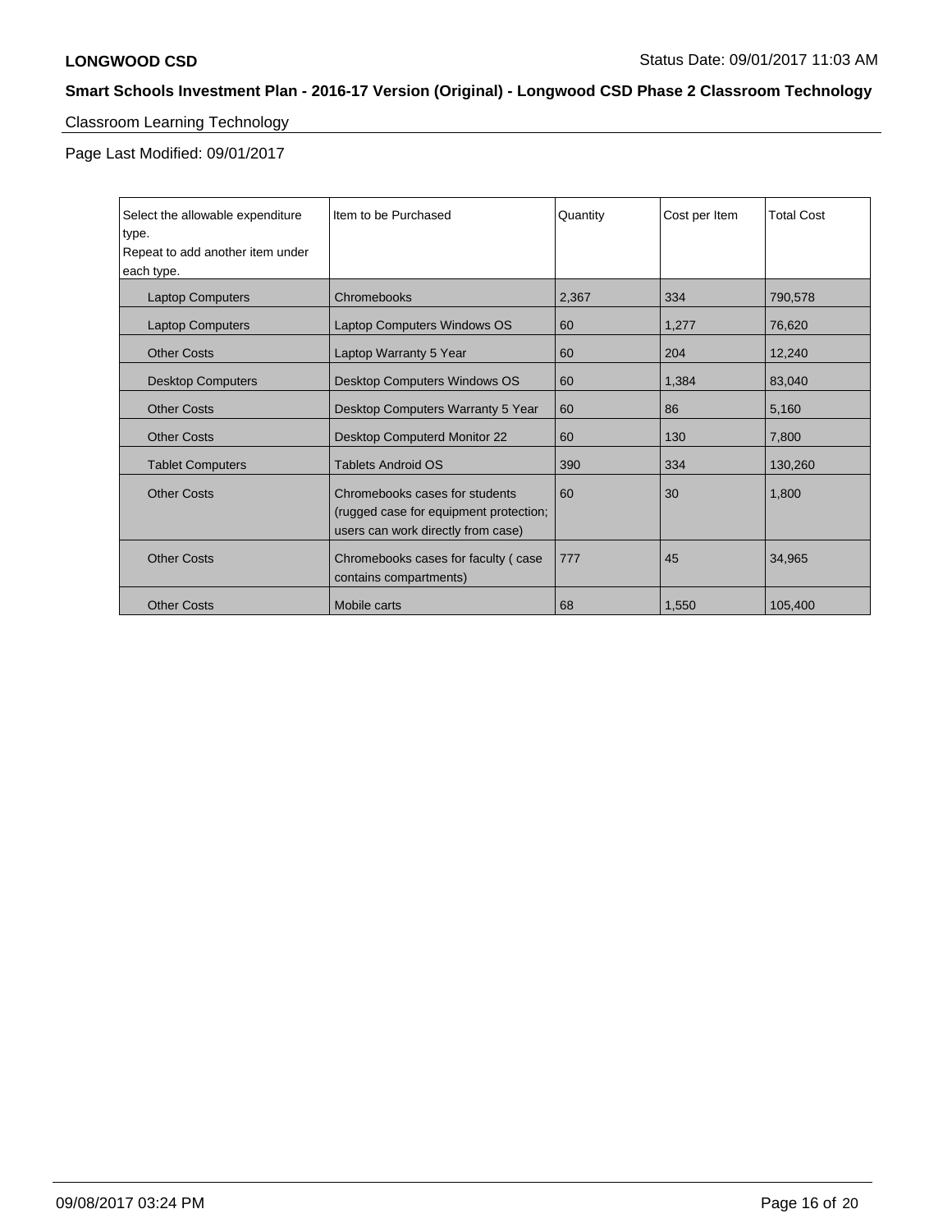**LONGWOOD CSD** Status Date: 09/01/2017 11:03 AM

**Smart Schools Investment Plan - 2016-17 Version (Original) - Longwood CSD Phase 2 Classroom Technology**

Classroom Learning Technology

Page Last Modified: 09/01/2017

| Select the allowable expenditure type. Repeat to add another item under each type. | Item to be Purchased | Quantity | Cost per Item | Total Cost |
|---|---|---|---|---|
| Laptop Computers | Chromebooks | 2,367 | 334 | 790,578 |
| Laptop Computers | Laptop Computers Windows OS | 60 | 1,277 | 76,620 |
| Other Costs | Laptop Warranty 5 Year | 60 | 204 | 12,240 |
| Desktop Computers | Desktop Computers Windows OS | 60 | 1,384 | 83,040 |
| Other Costs | Desktop Computers Warranty 5 Year | 60 | 86 | 5,160 |
| Other Costs | Desktop Computerd Monitor 22 | 60 | 130 | 7,800 |
| Tablet Computers | Tablets Android OS | 390 | 334 | 130,260 |
| Other Costs | Chromebooks cases for students (rugged case for equipment protection; users can work directly from case) | 60 | 30 | 1,800 |
| Other Costs | Chromebooks cases for faculty ( case contains compartments) | 777 | 45 | 34,965 |
| Other Costs | Mobile carts | 68 | 1,550 | 105,400 |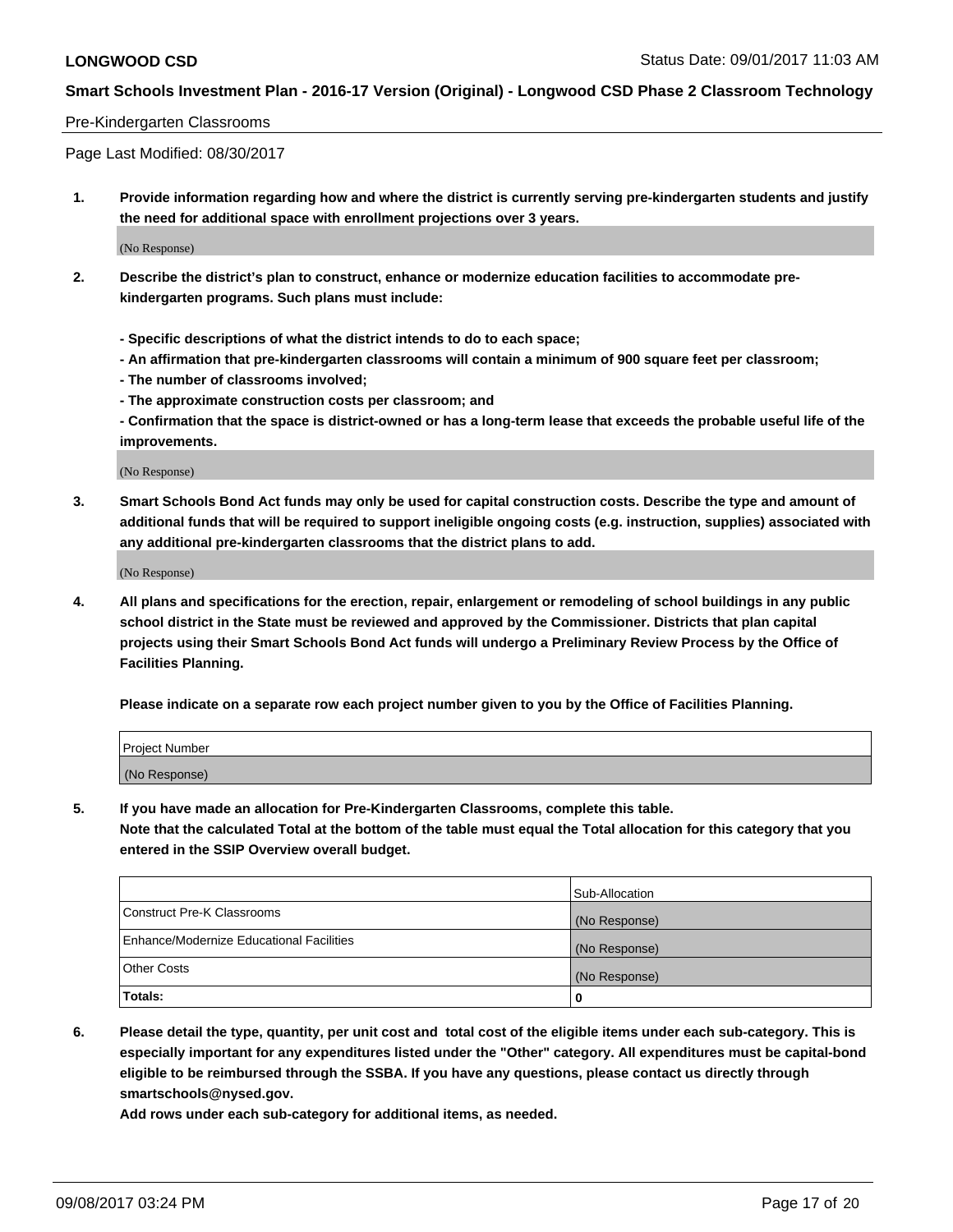Pre-Kindergarten Classrooms

Page Last Modified: 08/30/2017

1. **Provide information regarding how and where the district is currently serving pre-kindergarten students and justify the need for additional space with enrollment projections over 3 years.**

   (No Response)

2. **Describe the district's plan to construct, enhance or modernize education facilities to accommodate pre-kindergarten programs. Such plans must include:**

   **- Specific descriptions of what the district intends to do to each space;**
   **- An affirmation that pre-kindergarten classrooms will contain a minimum of 900 square feet per classroom;**
   **- The number of classrooms involved;**
   **- The approximate construction costs per classroom; and**
   **- Confirmation that the space is district-owned or has a long-term lease that exceeds the probable useful life of the improvements.**

   (No Response)

3. **Smart Schools Bond Act funds may only be used for capital construction costs. Describe the type and amount of additional funds that will be required to support ineligible ongoing costs (e.g. instruction, supplies) associated with any additional pre-kindergarten classrooms that the district plans to add.**

   (No Response)

4. **All plans and specifications for the erection, repair, enlargement or remodeling of school buildings in any public school district in the State must be reviewed and approved by the Commissioner. Districts that plan capital projects using their Smart Schools Bond Act funds will undergo a Preliminary Review Process by the Office of Facilities Planning.**

   **Please indicate on a separate row each project number given to you by the Office of Facilities Planning.**

| Project Number |
| --- |
| (No Response) |

5. **If you have made an allocation for Pre-Kindergarten Classrooms, complete this table.**
   **Note that the calculated Total at the bottom of the table must equal the Total allocation for this category that you entered in the SSIP Overview overall budget.**

| | Sub-Allocation |
| --- | --- |
| Construct Pre-K Classrooms | (No Response) |
| Enhance/Modernize Educational Facilities | (No Response) |
| Other Costs | (No Response) |
| **Totals:** | **0** |

6. **Please detail the type, quantity, per unit cost and total cost of the eligible items under each sub-category. This is especially important for any expenditures listed under the "Other" category. All expenditures must be capital-bond eligible to be reimbursed through the SSBA. If you have any questions, please contact us directly through smartschools@nysed.gov.**

   **Add rows under each sub-category for additional items, as needed.**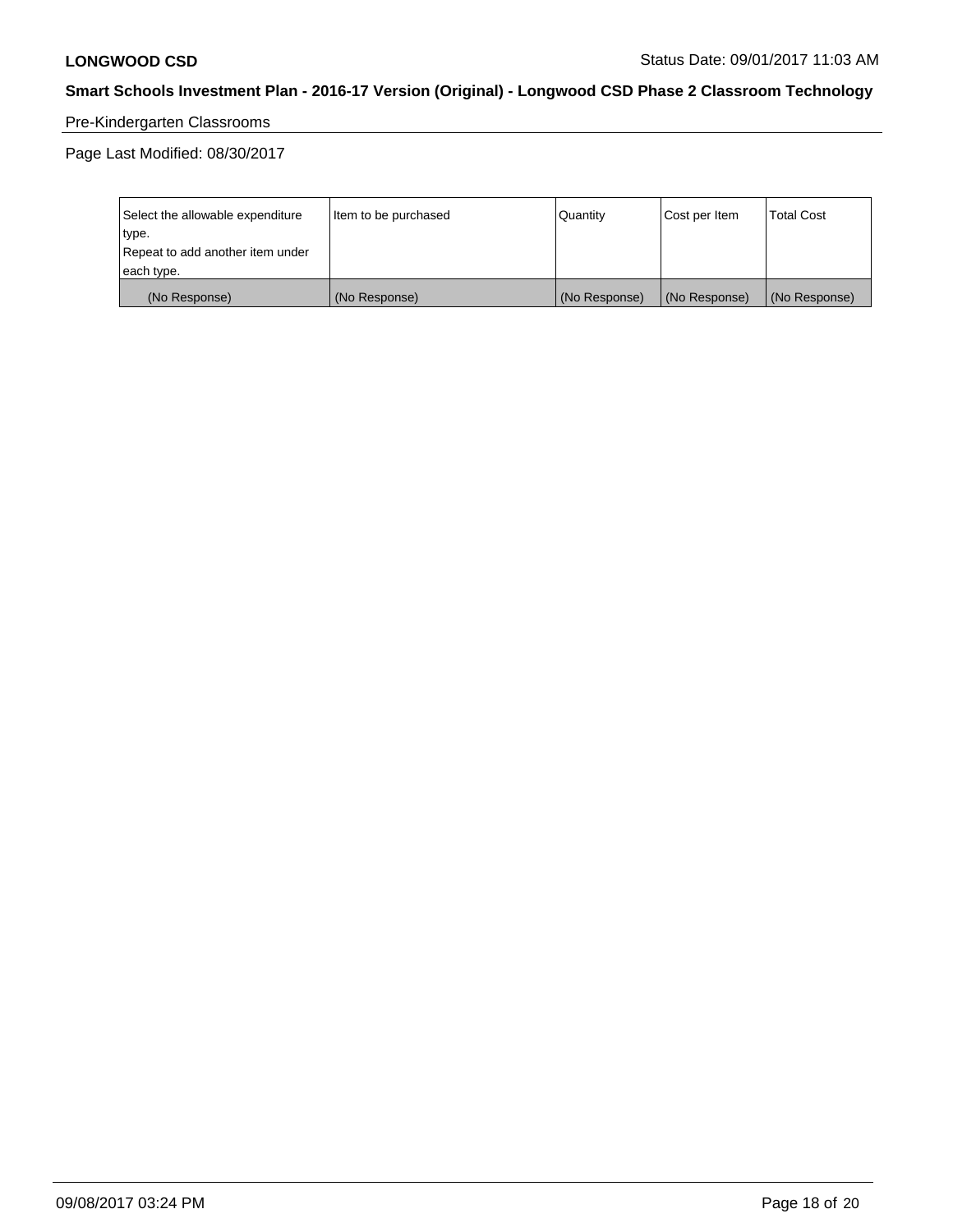Pre-Kindergarten Classrooms

Page Last Modified: 08/30/2017

| Select the allowable expenditure type. Repeat to add another item under each type. | Item to be purchased | Quantity | Cost per Item | Total Cost |
|---|---|---|---|---|
| (No Response) | (No Response) | (No Response) | (No Response) | (No Response) |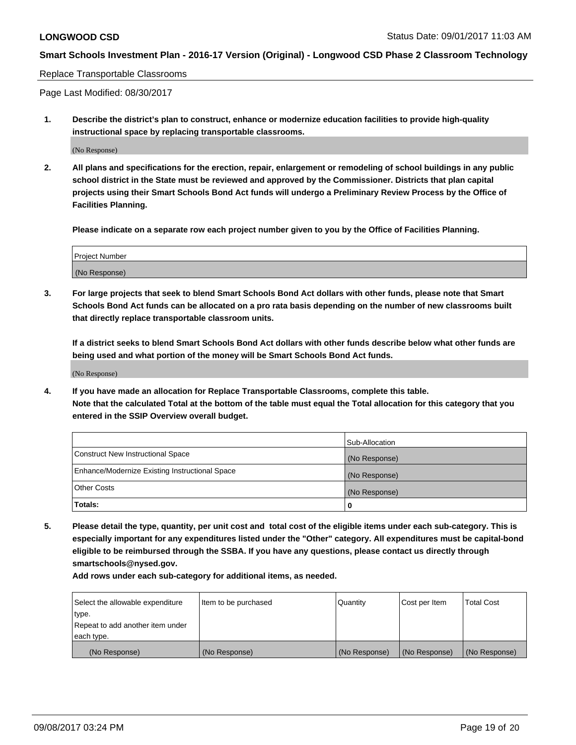Replace Transportable Classrooms

Page Last Modified: 08/30/2017

**1. Describe the district's plan to construct, enhance or modernize education facilities to provide high-quality instructional space by replacing transportable classrooms.**

(No Response)

**2. All plans and specifications for the erection, repair, enlargement or remodeling of school buildings in any public school district in the State must be reviewed and approved by the Commissioner. Districts that plan capital projects using their Smart Schools Bond Act funds will undergo a Preliminary Review Process by the Office of Facilities Planning.**

**Please indicate on a separate row each project number given to you by the Office of Facilities Planning.**

| Project Number |
| --- |
| (No Response) |

**3. For large projects that seek to blend Smart Schools Bond Act dollars with other funds, please note that Smart Schools Bond Act funds can be allocated on a pro rata basis depending on the number of new classrooms built that directly replace transportable classroom units.**

**If a district seeks to blend Smart Schools Bond Act dollars with other funds describe below what other funds are being used and what portion of the money will be Smart Schools Bond Act funds.**

(No Response)

**4. If you have made an allocation for Replace Transportable Classrooms, complete this table. Note that the calculated Total at the bottom of the table must equal the Total allocation for this category that you entered in the SSIP Overview overall budget.**

| | Sub-Allocation |
| --- | --- |
| Construct New Instructional Space | (No Response) |
| Enhance/Modernize Existing Instructional Space | (No Response) |
| Other Costs | (No Response) |
| **Totals:** | **0** |

**5. Please detail the type, quantity, per unit cost and total cost of the eligible items under each sub-category. This is especially important for any expenditures listed under the "Other" category. All expenditures must be capital-bond eligible to be reimbursed through the SSBA. If you have any questions, please contact us directly through smartschools@nysed.gov.**

**Add rows under each sub-category for additional items, as needed.**

| Select the allowable expenditure type. Repeat to add another item under each type. | Item to be purchased | Quantity | Cost per Item | Total Cost |
| --- | --- | --- | --- | --- |
| (No Response) | (No Response) | (No Response) | (No Response) | (No Response) |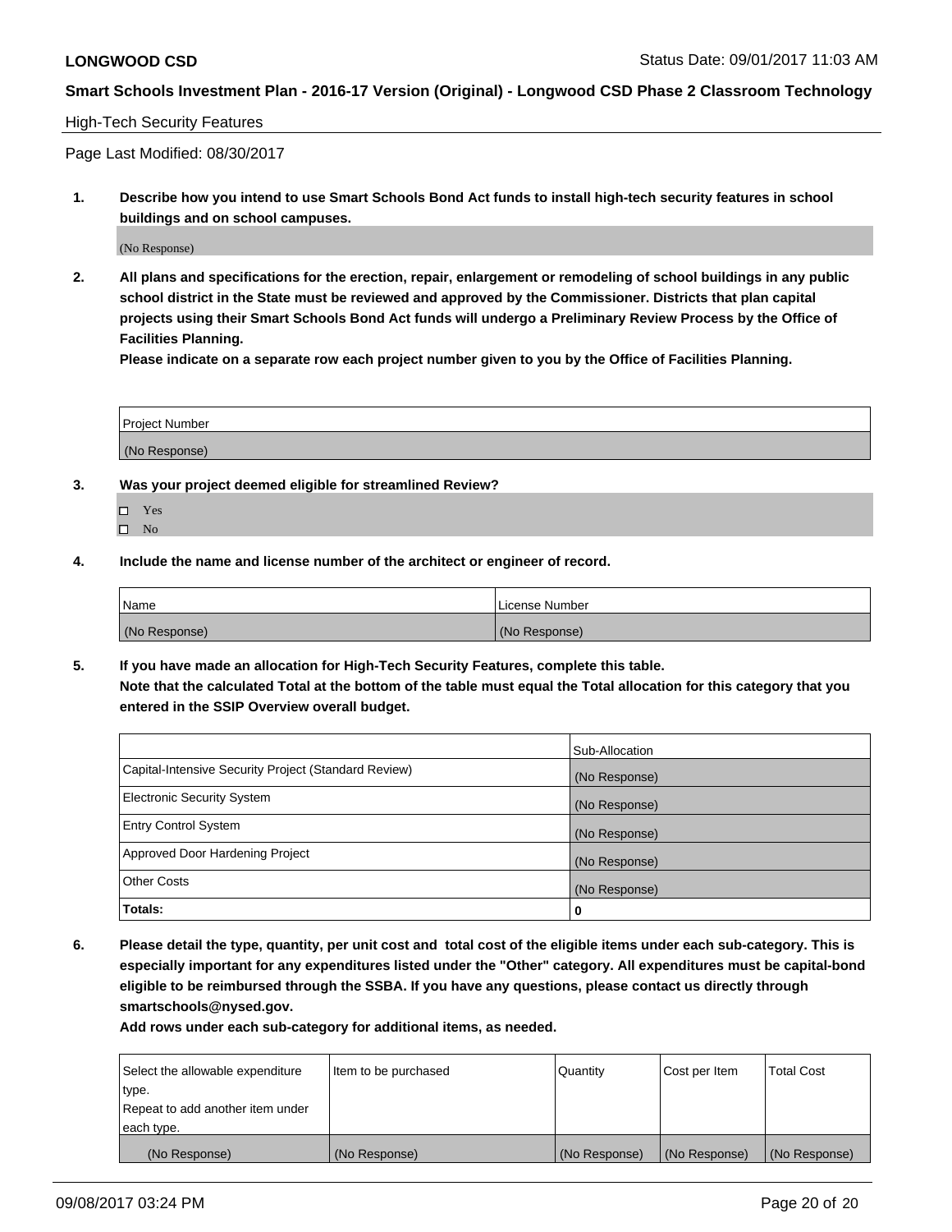**LONGWOOD CSD** Status Date: 09/01/2017 11:03 AM

**Smart Schools Investment Plan - 2016-17 Version (Original) - Longwood CSD Phase 2 Classroom Technology**

High-Tech Security Features

Page Last Modified: 08/30/2017

1. **Describe how you intend to use Smart Schools Bond Act funds to install high-tech security features in school buildings and on school campuses.**

   (No Response)

2. **All plans and specifications for the erection, repair, enlargement or remodeling of school buildings in any public school district in the State must be reviewed and approved by the Commissioner. Districts that plan capital projects using their Smart Schools Bond Act funds will undergo a Preliminary Review Process by the Office of Facilities Planning.**

   **Please indicate on a separate row each project number given to you by the Office of Facilities Planning.**

| Project Number |
|---|
| (No Response) |

3. **Was your project deemed eligible for streamlined Review?**

   - [ ] Yes
   - [ ] No

4. **Include the name and license number of the architect or engineer of record.**

| Name | License Number |
|---|---|
| (No Response) | (No Response) |

5. **If you have made an allocation for High-Tech Security Features, complete this table.**
   **Note that the calculated Total at the bottom of the table must equal the Total allocation for this category that you entered in the SSIP Overview overall budget.**

| | Sub-Allocation |
|---|---|
| Capital-Intensive Security Project (Standard Review) | (No Response) |
| Electronic Security System | (No Response) |
| Entry Control System | (No Response) |
| Approved Door Hardening Project | (No Response) |
| Other Costs | (No Response) |
| **Totals:** | **0** |

6. **Please detail the type, quantity, per unit cost and total cost of the eligible items under each sub-category. This is especially important for any expenditures listed under the "Other" category. All expenditures must be capital-bond eligible to be reimbursed through the SSBA. If you have any questions, please contact us directly through smartschools@nysed.gov.**

   **Add rows under each sub-category for additional items, as needed.**

| Select the allowable expenditure type. Repeat to add another item under each type. | Item to be purchased | Quantity | Cost per Item | Total Cost |
|---|---|---|---|---|
| (No Response) | (No Response) | (No Response) | (No Response) | (No Response) |